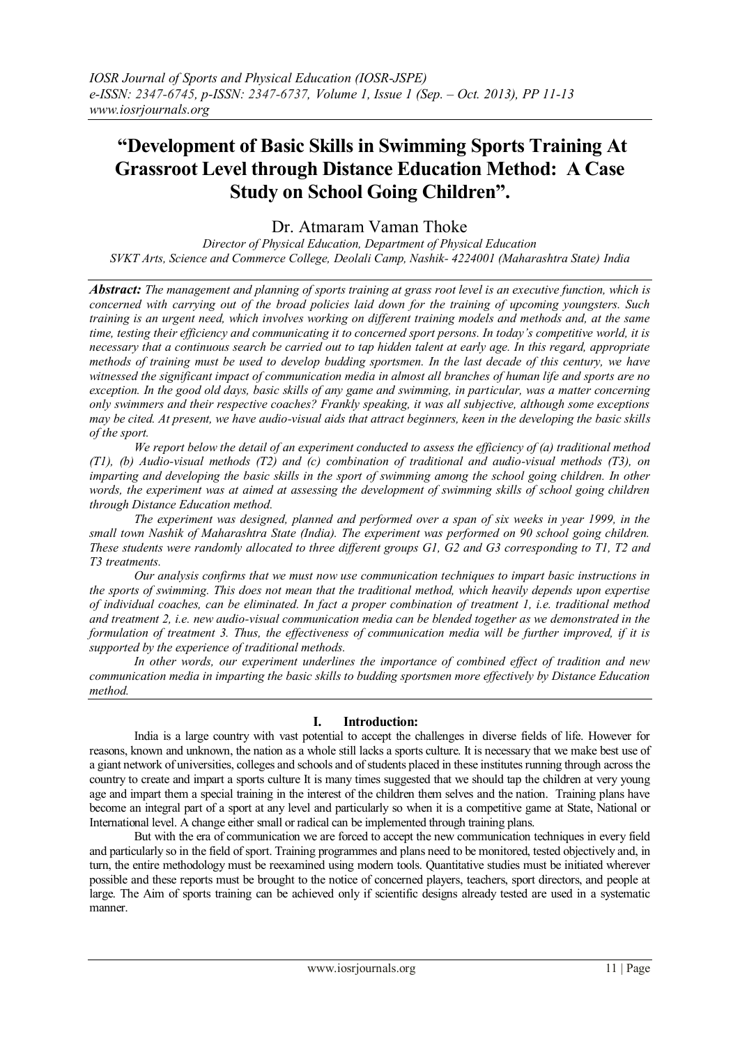# "Development of Basic Skills in Swimming Sports Training At Grassroot Level through Distance Education Method: A Case Study on School Going Children".

Dr. Atmaram Vaman Thoke

*Director of Physical Education, Department of Physical Education*
*SVKT Arts, Science and Commerce College, Deolali Camp, Nashik- 4224001 (Maharashtra State) India*

***Abstract:*** *The management and planning of sports training at grass root level is an executive function, which is concerned with carrying out of the broad policies laid down for the training of upcoming youngsters. Such training is an urgent need, which involves working on different training models and methods and, at the same time, testing their efficiency and communicating it to concerned sport persons. In today's competitive world, it is necessary that a continuous search be carried out to tap hidden talent at early age. In this regard, appropriate methods of training must be used to develop budding sportsmen. In the last decade of this century, we have witnessed the significant impact of communication media in almost all branches of human life and sports are no exception. In the good old days, basic skills of any game and swimming, in particular, was a matter concerning only swimmers and their respective coaches? Frankly speaking, it was all subjective, although some exceptions may be cited. At present, we have audio-visual aids that attract beginners, keen in the developing the basic skills of the sport.*

*We report below the detail of an experiment conducted to assess the efficiency of (a) traditional method (T1), (b) Audio-visual methods (T2) and (c) combination of traditional and audio-visual methods (T3), on imparting and developing the basic skills in the sport of swimming among the school going children. In other words, the experiment was at aimed at assessing the development of swimming skills of school going children through Distance Education method.*

*The experiment was designed, planned and performed over a span of six weeks in year 1999, in the small town Nashik of Maharashtra State (India). The experiment was performed on 90 school going children. These students were randomly allocated to three different groups G1, G2 and G3 corresponding to T1, T2 and T3 treatments.*

*Our analysis confirms that we must now use communication techniques to impart basic instructions in the sports of swimming. This does not mean that the traditional method, which heavily depends upon expertise of individual coaches, can be eliminated. In fact a proper combination of treatment 1, i.e. traditional method and treatment 2, i.e. new audio-visual communication media can be blended together as we demonstrated in the formulation of treatment 3. Thus, the effectiveness of communication media will be further improved, if it is supported by the experience of traditional methods.*

*In other words, our experiment underlines the importance of combined effect of tradition and new communication media in imparting the basic skills to budding sportsmen more effectively by Distance Education method.*

## I. Introduction:

India is a large country with vast potential to accept the challenges in diverse fields of life. However for reasons, known and unknown, the nation as a whole still lacks a sports culture. It is necessary that we make best use of a giant network of universities, colleges and schools and of students placed in these institutes running through across the country to create and impart a sports culture It is many times suggested that we should tap the children at very young age and impart them a special training in the interest of the children them selves and the nation. Training plans have become an integral part of a sport at any level and particularly so when it is a competitive game at State, National or International level. A change either small or radical can be implemented through training plans.

But with the era of communication we are forced to accept the new communication techniques in every field and particularly so in the field of sport. Training programmes and plans need to be monitored, tested objectively and, in turn, the entire methodology must be reexamined using modern tools. Quantitative studies must be initiated wherever possible and these reports must be brought to the notice of concerned players, teachers, sport directors, and people at large. The Aim of sports training can be achieved only if scientific designs already tested are used in a systematic manner.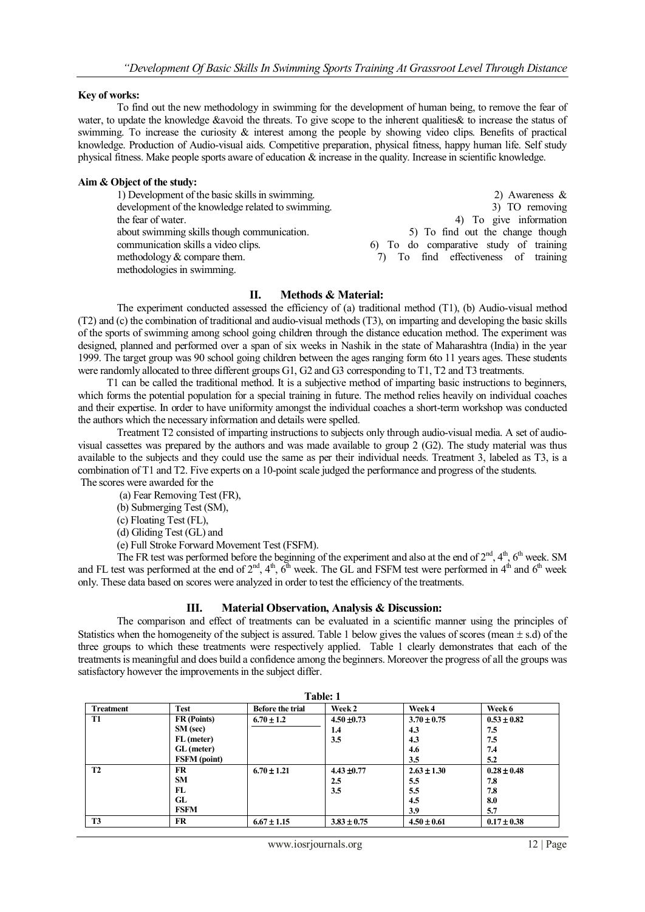**Key of works:**

To find out the new methodology in swimming for the development of human being, to remove the fear of water, to update the knowledge &avoid the threats. To give scope to the inherent qualities& to increase the status of swimming. To increase the curiosity & interest among the people by showing video clips. Benefits of practical knowledge. Production of Audio-visual aids. Competitive preparation, physical fitness, happy human life. Self study physical fitness. Make people sports aware of education & increase in the quality. Increase in scientific knowledge.

**Aim & Object of the study:**

1) Development of the basic skills in swimming. 2) Awareness & development of the knowledge related to swimming. 3) TO removing the fear of water. 4) To give information about swimming skills though communication. 5) To find out the change though communication skills a video clips. 6) To do comparative study of training methodology & compare them. 7) To find effectiveness of training methodologies in swimming.

## II. Methods & Material:

The experiment conducted assessed the efficiency of (a) traditional method (T1), (b) Audio-visual method (T2) and (c) the combination of traditional and audio-visual methods (T3), on imparting and developing the basic skills of the sports of swimming among school going children through the distance education method. The experiment was designed, planned and performed over a span of six weeks in Nashik in the state of Maharashtra (India) in the year 1999. The target group was 90 school going children between the ages ranging form 6to 11 years ages. These students were randomly allocated to three different groups G1, G2 and G3 corresponding to T1, T2 and T3 treatments.

T1 can be called the traditional method. It is a subjective method of imparting basic instructions to beginners, which forms the potential population for a special training in future. The method relies heavily on individual coaches and their expertise. In order to have uniformity amongst the individual coaches a short-term workshop was conducted the authors which the necessary information and details were spelled.

Treatment T2 consisted of imparting instructions to subjects only through audio-visual media. A set of audio-visual cassettes was prepared by the authors and was made available to group 2 (G2). The study material was thus available to the subjects and they could use the same as per their individual needs. Treatment 3, labeled as T3, is a combination of T1 and T2. Five experts on a 10-point scale judged the performance and progress of the students.

The scores were awarded for the

(a) Fear Removing Test (FR),
(b) Submerging Test (SM),
(c) Floating Test (FL),
(d) Gliding Test (GL) and
(e) Full Stroke Forward Movement Test (FSFM).

The FR test was performed before the beginning of the experiment and also at the end of 2nd, 4th, 6th week. SM and FL test was performed at the end of 2nd, 4th, 6th week. The GL and FSFM test were performed in 4th and 6th week only. These data based on scores were analyzed in order to test the efficiency of the treatments.

## III. Material Observation, Analysis & Discussion:

The comparison and effect of treatments can be evaluated in a scientific manner using the principles of Statistics when the homogeneity of the subject is assured. Table 1 below gives the values of scores (mean ± s.d) of the three groups to which these treatments were respectively applied. Table 1 clearly demonstrates that each of the treatments is meaningful and does build a confidence among the beginners. Moreover the progress of all the groups was satisfactory however the improvements in the subject differ.

**Table: 1**

| Treatment | Test | Before the trial | Week 2 | Week 4 | Week 6 |
|---|---|---|---|---|---|
| **T1** | **FR (Points)** | **6.70 ± 1.2** | **4.50 ±0.73** | **3.70 ± 0.75** | **0.53 ± 0.82** |
| | **SM (sec)** | | **1.4** | **4.3** | **7.5** |
| | **FL (meter)** | | **3.5** | **4.3** | **7.5** |
| | **GL (meter)** | | | **4.6** | **7.4** |
| | **FSFM (point)** | | | **3.5** | **5.2** |
| **T2** | **FR** | **6.70 ± 1.21** | **4.43 ±0.77** | **2.63 ± 1.30** | **0.28 ± 0.48** |
| | **SM** | | **2.5** | **5.5** | **7.8** |
| | **FL** | | **3.5** | **5.5** | **7.8** |
| | **GL** | | | **4.5** | **8.0** |
| | **FSFM** | | | **3.9** | **5.7** |
| **T3** | **FR** | **6.67 ± 1.15** | **3.83 ± 0.75** | **4.50 ± 0.61** | **0.17 ± 0.38** |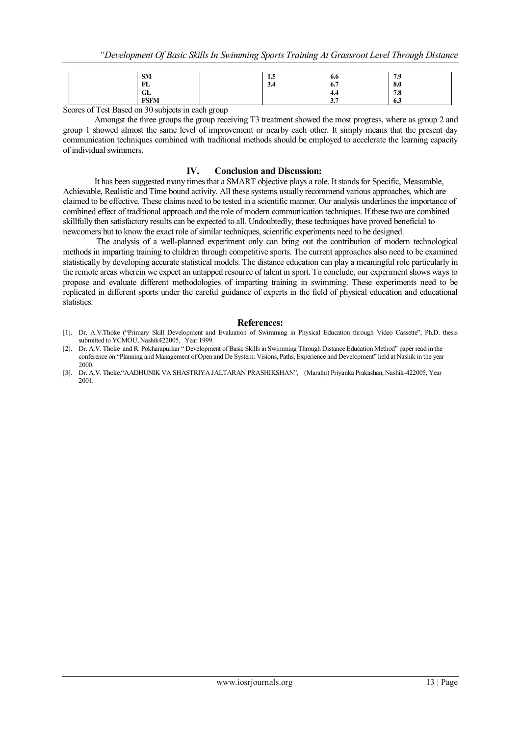| | | | | | |
|---|---|---|---|---|---|
| | SM | | 1.5 | 6.6 | 7.9 |
| | FL | | 3.4 | 6.7 | 8.0 |
| | GL | | | 4.4 | 7.8 |
| | FSFM | | | 3.7 | 6.3 |

Scores of Test Based on 30 subjects in each group

Amongst the three groups the group receiving T3 treatment showed the most progress, where as group 2 and group 1 showed almost the same level of improvement or nearby each other. It simply means that the present day communication techniques combined with traditional methods should be employed to accelerate the learning capacity of individual swimmers.

## IV. Conclusion and Discussion:

It has been suggested many times that a SMART objective plays a role. It stands for Specific, Measurable, Achievable, Realistic and Time bound activity. All these systems usually recommend various approaches, which are claimed to be effective. These claims need to be tested in a scientific manner. Our analysis underlines the importance of combined effect of traditional approach and the role of modern communication techniques. If these two are combined skillfully then satisfactory results can be expected to all. Undoubtedly, these techniques have proved beneficial to newcomers but to know the exact role of similar techniques, scientific experiments need to be designed.

The analysis of a well-planned experiment only can bring out the contribution of modern technological methods in imparting training to children through competitive sports. The current approaches also need to be examined statistically by developing accurate statistical models. The distance education can play a meaningful role particularly in the remote areas wherein we expect an untapped resource of talent in sport. To conclude, our experiment shows ways to propose and evaluate different methodologies of imparting training in swimming. These experiments need to be replicated in different sports under the careful guidance of experts in the field of physical education and educational statistics.

## References:

[1]. Dr. A.V.Thoke ("Primary Skill Development and Evaluation of Swimming in Physical Education through Video Cassette", Ph.D. thesis submitted to YCMOU, Nashik422005, Year 1999.

[2]. Dr. A.V. Thoke and R. Pokharapurkar " Development of Basic Skills in Swimming Through Distance Education Method" paper read in the conference on "Planning and Management of Open and De System: Visions, Paths, Experience and Development" held at Nashik in the year 2000.

[3]. Dr. A.V. Thoke."AADHUNIK VA SHASTRIYA JALTARAN PRASHIKSHAN", (Marathi) Priyanka Prakashan, Nashik-422005, Year 2001.